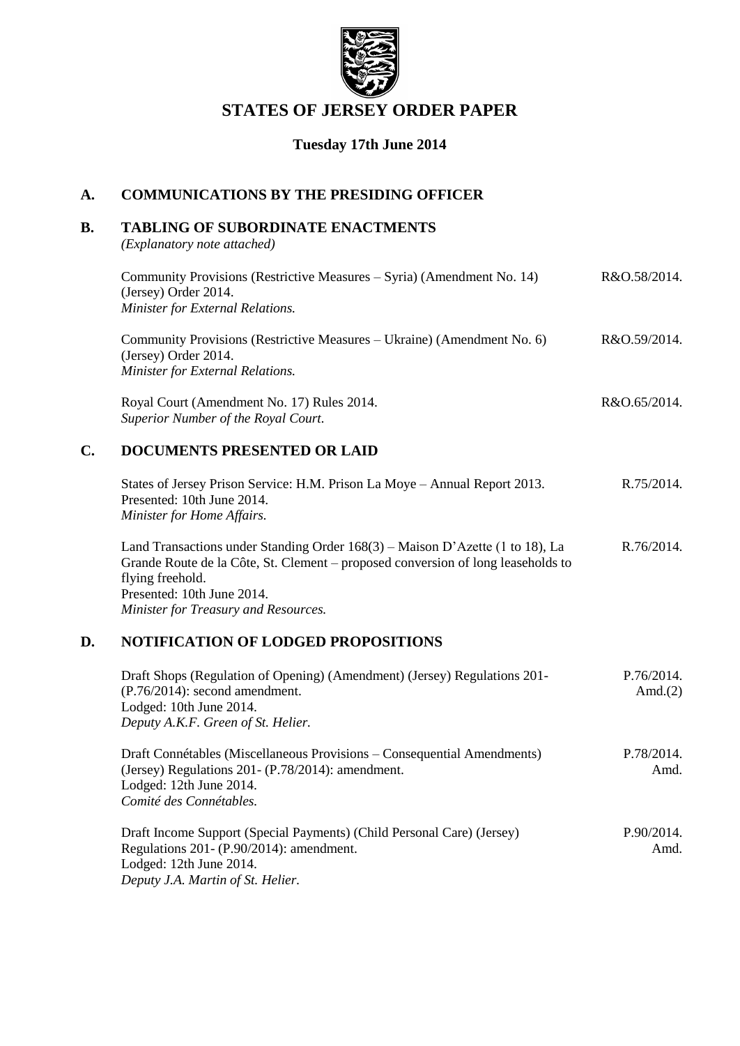# STATES OF JERSEY ORDER PAPER

**Tuesday 17th June 2014**

## A. COMMUNICATIONS BY THE PRESIDING OFFICER

## B. TABLING OF SUBORDINATE ENACTMENTS

*(Explanatory note attached)*

Community Provisions (Restrictive Measures – Syria) (Amendment No. 14) (Jersey) Order 2014. — R&O.58/2014.
*Minister for External Relations.*

Community Provisions (Restrictive Measures – Ukraine) (Amendment No. 6) (Jersey) Order 2014. — R&O.59/2014.
*Minister for External Relations.*

Royal Court (Amendment No. 17) Rules 2014. — R&O.65/2014.
*Superior Number of the Royal Court.*

## C. DOCUMENTS PRESENTED OR LAID

States of Jersey Prison Service: H.M. Prison La Moye – Annual Report 2013. — R.75/2014.
Presented: 10th June 2014.
*Minister for Home Affairs.*

Land Transactions under Standing Order 168(3) – Maison D'Azette (1 to 18), La Grande Route de la Côte, St. Clement – proposed conversion of long leaseholds to flying freehold. — R.76/2014.
Presented: 10th June 2014.
*Minister for Treasury and Resources.*

## D. NOTIFICATION OF LODGED PROPOSITIONS

Draft Shops (Regulation of Opening) (Amendment) (Jersey) Regulations 201- (P.76/2014): second amendment. — P.76/2014. Amd.(2)
Lodged: 10th June 2014.
*Deputy A.K.F. Green of St. Helier.*

Draft Connétables (Miscellaneous Provisions – Consequential Amendments) (Jersey) Regulations 201- (P.78/2014): amendment. — P.78/2014. Amd.
Lodged: 12th June 2014.
*Comité des Connétables.*

Draft Income Support (Special Payments) (Child Personal Care) (Jersey) Regulations 201- (P.90/2014): amendment. — P.90/2014. Amd.
Lodged: 12th June 2014.
*Deputy J.A. Martin of St. Helier.*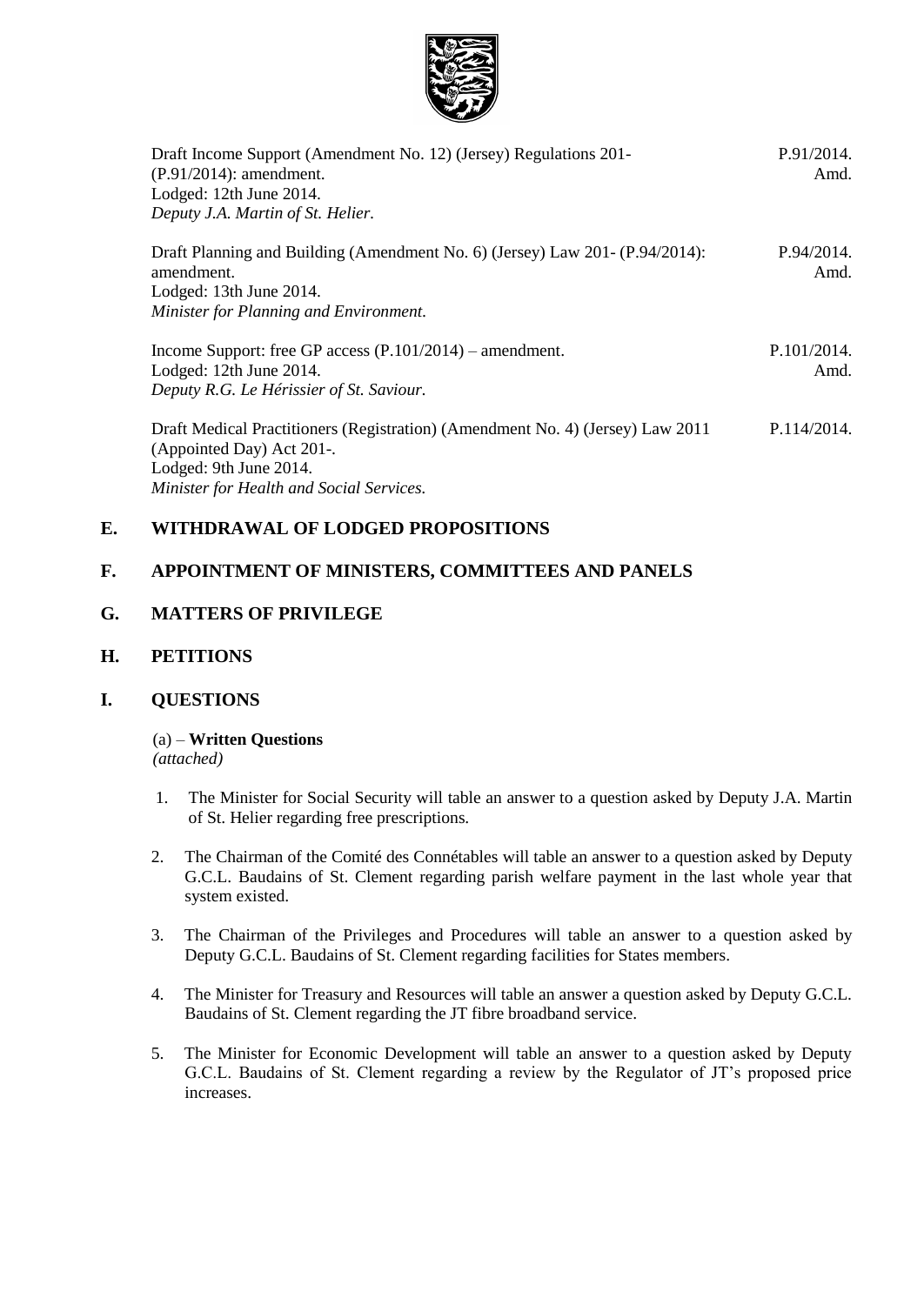Draft Income Support (Amendment No. 12) (Jersey) Regulations 201- (P.91/2014): amendment. P.91/2014. Amd.
Lodged: 12th June 2014.
*Deputy J.A. Martin of St. Helier.*

Draft Planning and Building (Amendment No. 6) (Jersey) Law 201- (P.94/2014): amendment. P.94/2014. Amd.
Lodged: 13th June 2014.
*Minister for Planning and Environment.*

Income Support: free GP access (P.101/2014) – amendment. P.101/2014. Amd.
Lodged: 12th June 2014.
*Deputy R.G. Le Hérissier of St. Saviour.*

Draft Medical Practitioners (Registration) (Amendment No. 4) (Jersey) Law 2011 (Appointed Day) Act 201-. P.114/2014.
Lodged: 9th June 2014.
*Minister for Health and Social Services.*

## E. WITHDRAWAL OF LODGED PROPOSITIONS

## F. APPOINTMENT OF MINISTERS, COMMITTEES AND PANELS

## G. MATTERS OF PRIVILEGE

## H. PETITIONS

## I. QUESTIONS

(a) – **Written Questions**
*(attached)*

1. The Minister for Social Security will table an answer to a question asked by Deputy J.A. Martin of St. Helier regarding free prescriptions.

2. The Chairman of the Comité des Connétables will table an answer to a question asked by Deputy G.C.L. Baudains of St. Clement regarding parish welfare payment in the last whole year that system existed.

3. The Chairman of the Privileges and Procedures will table an answer to a question asked by Deputy G.C.L. Baudains of St. Clement regarding facilities for States members.

4. The Minister for Treasury and Resources will table an answer a question asked by Deputy G.C.L. Baudains of St. Clement regarding the JT fibre broadband service.

5. The Minister for Economic Development will table an answer to a question asked by Deputy G.C.L. Baudains of St. Clement regarding a review by the Regulator of JT's proposed price increases.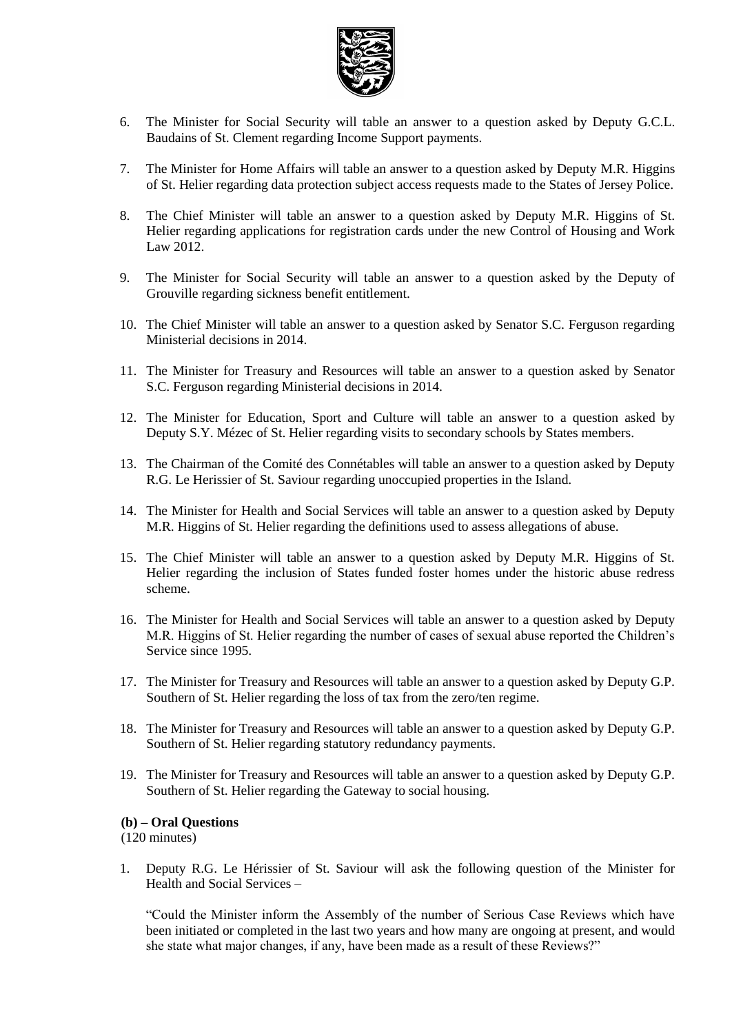6. The Minister for Social Security will table an answer to a question asked by Deputy G.C.L. Baudains of St. Clement regarding Income Support payments.

7. The Minister for Home Affairs will table an answer to a question asked by Deputy M.R. Higgins of St. Helier regarding data protection subject access requests made to the States of Jersey Police.

8. The Chief Minister will table an answer to a question asked by Deputy M.R. Higgins of St. Helier regarding applications for registration cards under the new Control of Housing and Work Law 2012.

9. The Minister for Social Security will table an answer to a question asked by the Deputy of Grouville regarding sickness benefit entitlement.

10. The Chief Minister will table an answer to a question asked by Senator S.C. Ferguson regarding Ministerial decisions in 2014.

11. The Minister for Treasury and Resources will table an answer to a question asked by Senator S.C. Ferguson regarding Ministerial decisions in 2014.

12. The Minister for Education, Sport and Culture will table an answer to a question asked by Deputy S.Y. Mézec of St. Helier regarding visits to secondary schools by States members.

13. The Chairman of the Comité des Connétables will table an answer to a question asked by Deputy R.G. Le Herissier of St. Saviour regarding unoccupied properties in the Island.

14. The Minister for Health and Social Services will table an answer to a question asked by Deputy M.R. Higgins of St. Helier regarding the definitions used to assess allegations of abuse.

15. The Chief Minister will table an answer to a question asked by Deputy M.R. Higgins of St. Helier regarding the inclusion of States funded foster homes under the historic abuse redress scheme.

16. The Minister for Health and Social Services will table an answer to a question asked by Deputy M.R. Higgins of St. Helier regarding the number of cases of sexual abuse reported the Children's Service since 1995.

17. The Minister for Treasury and Resources will table an answer to a question asked by Deputy G.P. Southern of St. Helier regarding the loss of tax from the zero/ten regime.

18. The Minister for Treasury and Resources will table an answer to a question asked by Deputy G.P. Southern of St. Helier regarding statutory redundancy payments.

19. The Minister for Treasury and Resources will table an answer to a question asked by Deputy G.P. Southern of St. Helier regarding the Gateway to social housing.

**(b) – Oral Questions**
(120 minutes)

1. Deputy R.G. Le Hérissier of St. Saviour will ask the following question of the Minister for Health and Social Services –

   "Could the Minister inform the Assembly of the number of Serious Case Reviews which have been initiated or completed in the last two years and how many are ongoing at present, and would she state what major changes, if any, have been made as a result of these Reviews?"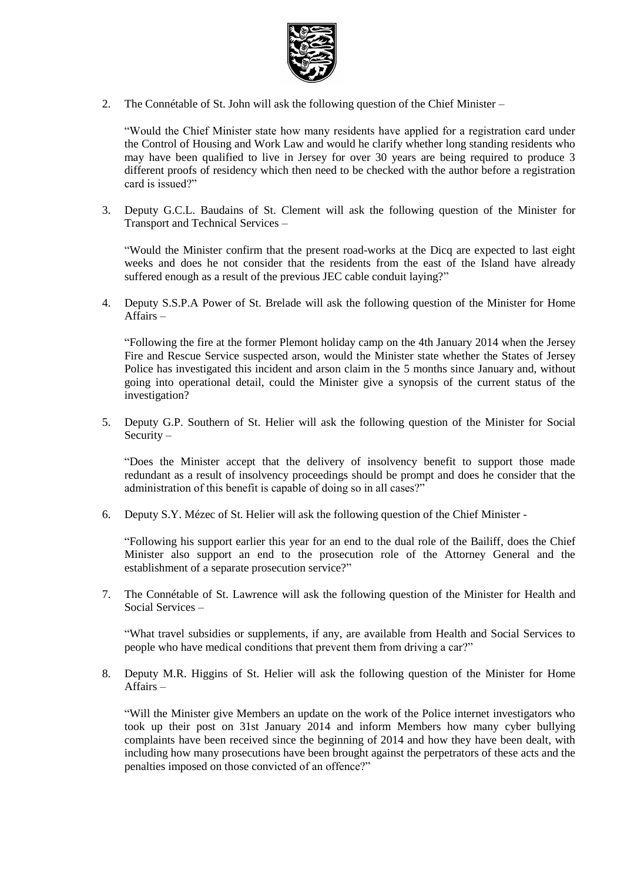2. The Connétable of St. John will ask the following question of the Chief Minister –

   "Would the Chief Minister state how many residents have applied for a registration card under the Control of Housing and Work Law and would he clarify whether long standing residents who may have been qualified to live in Jersey for over 30 years are being required to produce 3 different proofs of residency which then need to be checked with the author before a registration card is issued?"

3. Deputy G.C.L. Baudains of St. Clement will ask the following question of the Minister for Transport and Technical Services –

   "Would the Minister confirm that the present road-works at the Dicq are expected to last eight weeks and does he not consider that the residents from the east of the Island have already suffered enough as a result of the previous JEC cable conduit laying?"

4. Deputy S.S.P.A Power of St. Brelade will ask the following question of the Minister for Home Affairs –

   "Following the fire at the former Plemont holiday camp on the 4th January 2014 when the Jersey Fire and Rescue Service suspected arson, would the Minister state whether the States of Jersey Police has investigated this incident and arson claim in the 5 months since January and, without going into operational detail, could the Minister give a synopsis of the current status of the investigation?

5. Deputy G.P. Southern of St. Helier will ask the following question of the Minister for Social Security –

   "Does the Minister accept that the delivery of insolvency benefit to support those made redundant as a result of insolvency proceedings should be prompt and does he consider that the administration of this benefit is capable of doing so in all cases?"

6. Deputy S.Y. Mézec of St. Helier will ask the following question of the Chief Minister -

   "Following his support earlier this year for an end to the dual role of the Bailiff, does the Chief Minister also support an end to the prosecution role of the Attorney General and the establishment of a separate prosecution service?"

7. The Connétable of St. Lawrence will ask the following question of the Minister for Health and Social Services –

   "What travel subsidies or supplements, if any, are available from Health and Social Services to people who have medical conditions that prevent them from driving a car?"

8. Deputy M.R. Higgins of St. Helier will ask the following question of the Minister for Home Affairs –

   "Will the Minister give Members an update on the work of the Police internet investigators who took up their post on 31st January 2014 and inform Members how many cyber bullying complaints have been received since the beginning of 2014 and how they have been dealt, with including how many prosecutions have been brought against the perpetrators of these acts and the penalties imposed on those convicted of an offence?"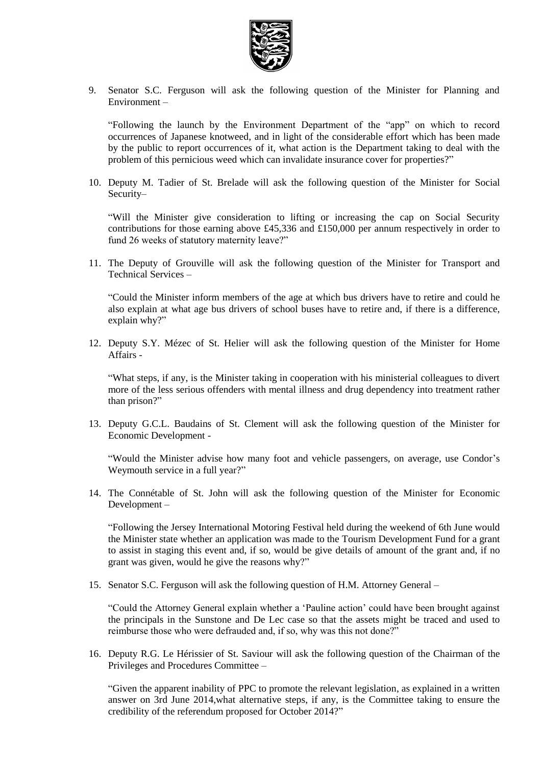9. Senator S.C. Ferguson will ask the following question of the Minister for Planning and Environment –

   "Following the launch by the Environment Department of the "app" on which to record occurrences of Japanese knotweed, and in light of the considerable effort which has been made by the public to report occurrences of it, what action is the Department taking to deal with the problem of this pernicious weed which can invalidate insurance cover for properties?"

10. Deputy M. Tadier of St. Brelade will ask the following question of the Minister for Social Security–

    "Will the Minister give consideration to lifting or increasing the cap on Social Security contributions for those earning above £45,336 and £150,000 per annum respectively in order to fund 26 weeks of statutory maternity leave?"

11. The Deputy of Grouville will ask the following question of the Minister for Transport and Technical Services –

    "Could the Minister inform members of the age at which bus drivers have to retire and could he also explain at what age bus drivers of school buses have to retire and, if there is a difference, explain why?"

12. Deputy S.Y. Mézec of St. Helier will ask the following question of the Minister for Home Affairs -

    "What steps, if any, is the Minister taking in cooperation with his ministerial colleagues to divert more of the less serious offenders with mental illness and drug dependency into treatment rather than prison?"

13. Deputy G.C.L. Baudains of St. Clement will ask the following question of the Minister for Economic Development -

    "Would the Minister advise how many foot and vehicle passengers, on average, use Condor's Weymouth service in a full year?"

14. The Connétable of St. John will ask the following question of the Minister for Economic Development –

    "Following the Jersey International Motoring Festival held during the weekend of 6th June would the Minister state whether an application was made to the Tourism Development Fund for a grant to assist in staging this event and, if so, would be give details of amount of the grant and, if no grant was given, would he give the reasons why?"

15. Senator S.C. Ferguson will ask the following question of H.M. Attorney General –

    "Could the Attorney General explain whether a 'Pauline action' could have been brought against the principals in the Sunstone and De Lec case so that the assets might be traced and used to reimburse those who were defrauded and, if so, why was this not done?"

16. Deputy R.G. Le Hérissier of St. Saviour will ask the following question of the Chairman of the Privileges and Procedures Committee –

    "Given the apparent inability of PPC to promote the relevant legislation, as explained in a written answer on 3rd June 2014,what alternative steps, if any, is the Committee taking to ensure the credibility of the referendum proposed for October 2014?"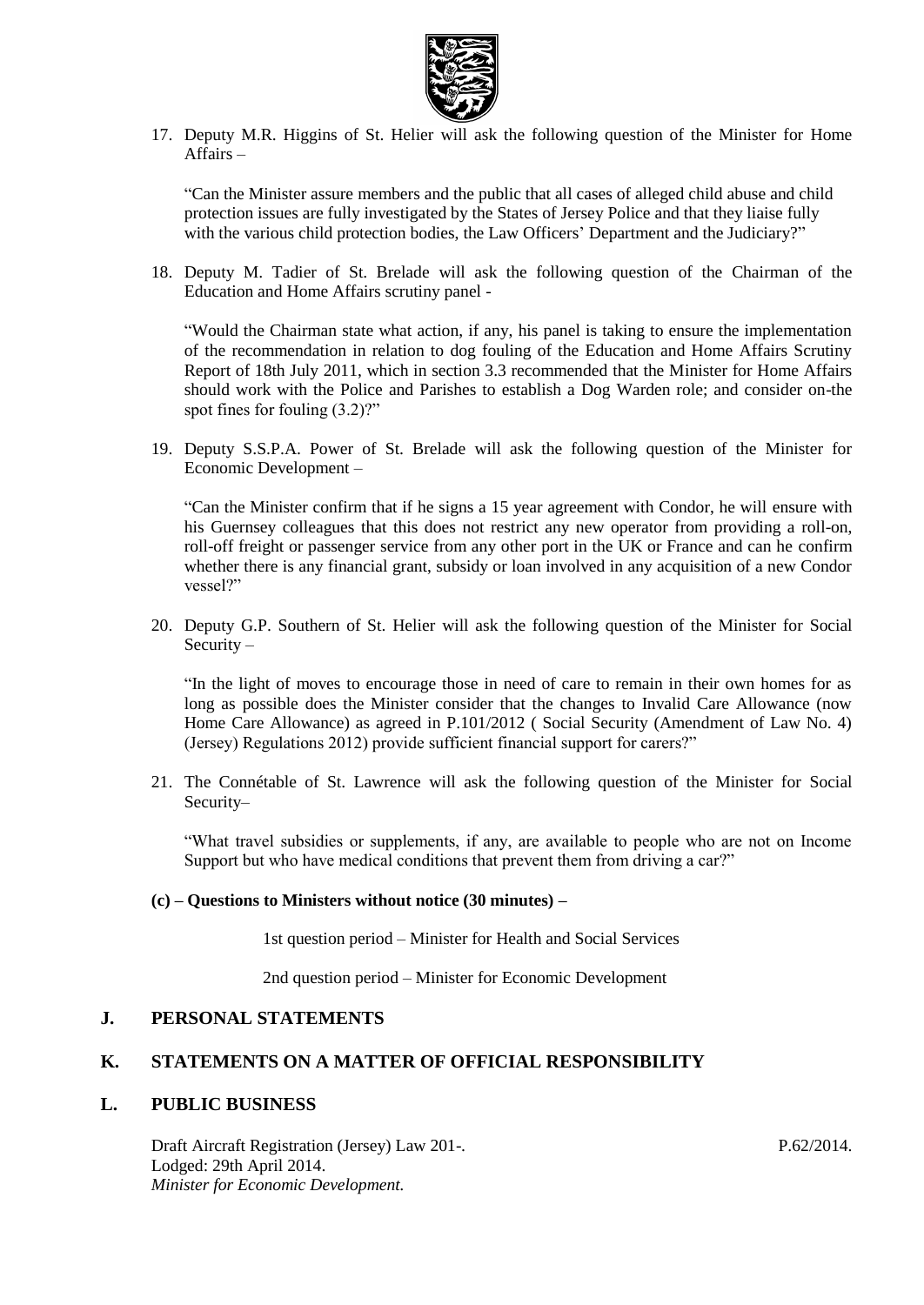17. Deputy M.R. Higgins of St. Helier will ask the following question of the Minister for Home Affairs –

    "Can the Minister assure members and the public that all cases of alleged child abuse and child protection issues are fully investigated by the States of Jersey Police and that they liaise fully with the various child protection bodies, the Law Officers' Department and the Judiciary?"

18. Deputy M. Tadier of St. Brelade will ask the following question of the Chairman of the Education and Home Affairs scrutiny panel -

    "Would the Chairman state what action, if any, his panel is taking to ensure the implementation of the recommendation in relation to dog fouling of the Education and Home Affairs Scrutiny Report of 18th July 2011, which in section 3.3 recommended that the Minister for Home Affairs should work with the Police and Parishes to establish a Dog Warden role; and consider on-the spot fines for fouling (3.2)?"

19. Deputy S.S.P.A. Power of St. Brelade will ask the following question of the Minister for Economic Development –

    "Can the Minister confirm that if he signs a 15 year agreement with Condor, he will ensure with his Guernsey colleagues that this does not restrict any new operator from providing a roll-on, roll-off freight or passenger service from any other port in the UK or France and can he confirm whether there is any financial grant, subsidy or loan involved in any acquisition of a new Condor vessel?"

20. Deputy G.P. Southern of St. Helier will ask the following question of the Minister for Social Security –

    "In the light of moves to encourage those in need of care to remain in their own homes for as long as possible does the Minister consider that the changes to Invalid Care Allowance (now Home Care Allowance) as agreed in P.101/2012 ( Social Security (Amendment of Law No. 4) (Jersey) Regulations 2012) provide sufficient financial support for carers?"

21. The Connétable of St. Lawrence will ask the following question of the Minister for Social Security–

    "What travel subsidies or supplements, if any, are available to people who are not on Income Support but who have medical conditions that prevent them from driving a car?"

**(c) – Questions to Ministers without notice (30 minutes) –**

1st question period – Minister for Health and Social Services

2nd question period – Minister for Economic Development

## J. PERSONAL STATEMENTS

## K. STATEMENTS ON A MATTER OF OFFICIAL RESPONSIBILITY

## L. PUBLIC BUSINESS

Draft Aircraft Registration (Jersey) Law 201-. P.62/2014.
Lodged: 29th April 2014.
*Minister for Economic Development.*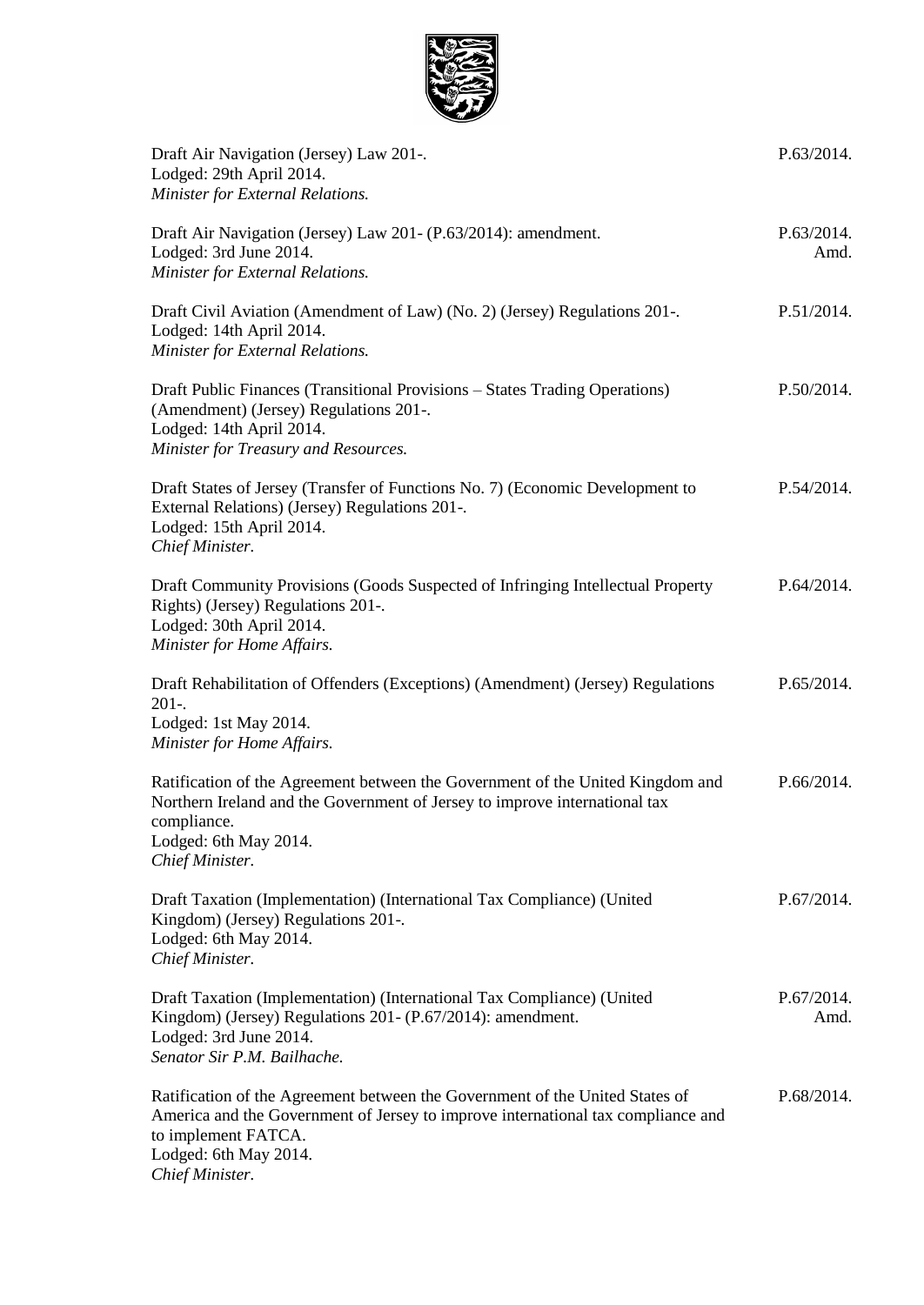Draft Air Navigation (Jersey) Law 201-.
Lodged: 29th April 2014.
*Minister for External Relations.*

P.63/2014.

Draft Air Navigation (Jersey) Law 201- (P.63/2014): amendment.
Lodged: 3rd June 2014.
*Minister for External Relations.*

P.63/2014. Amd.

Draft Civil Aviation (Amendment of Law) (No. 2) (Jersey) Regulations 201-.
Lodged: 14th April 2014.
*Minister for External Relations.*

P.51/2014.

Draft Public Finances (Transitional Provisions – States Trading Operations) (Amendment) (Jersey) Regulations 201-.
Lodged: 14th April 2014.
*Minister for Treasury and Resources.*

P.50/2014.

Draft States of Jersey (Transfer of Functions No. 7) (Economic Development to External Relations) (Jersey) Regulations 201-.
Lodged: 15th April 2014.
*Chief Minister.*

P.54/2014.

Draft Community Provisions (Goods Suspected of Infringing Intellectual Property Rights) (Jersey) Regulations 201-.
Lodged: 30th April 2014.
*Minister for Home Affairs.*

P.64/2014.

Draft Rehabilitation of Offenders (Exceptions) (Amendment) (Jersey) Regulations 201-.
Lodged: 1st May 2014.
*Minister for Home Affairs.*

P.65/2014.

Ratification of the Agreement between the Government of the United Kingdom and Northern Ireland and the Government of Jersey to improve international tax compliance.
Lodged: 6th May 2014.
*Chief Minister.*

P.66/2014.

Draft Taxation (Implementation) (International Tax Compliance) (United Kingdom) (Jersey) Regulations 201-.
Lodged: 6th May 2014.
*Chief Minister.*

P.67/2014.

Draft Taxation (Implementation) (International Tax Compliance) (United Kingdom) (Jersey) Regulations 201- (P.67/2014): amendment.
Lodged: 3rd June 2014.
*Senator Sir P.M. Bailhache.*

P.67/2014. Amd.

Ratification of the Agreement between the Government of the United States of America and the Government of Jersey to improve international tax compliance and to implement FATCA.
Lodged: 6th May 2014.
*Chief Minister.*

P.68/2014.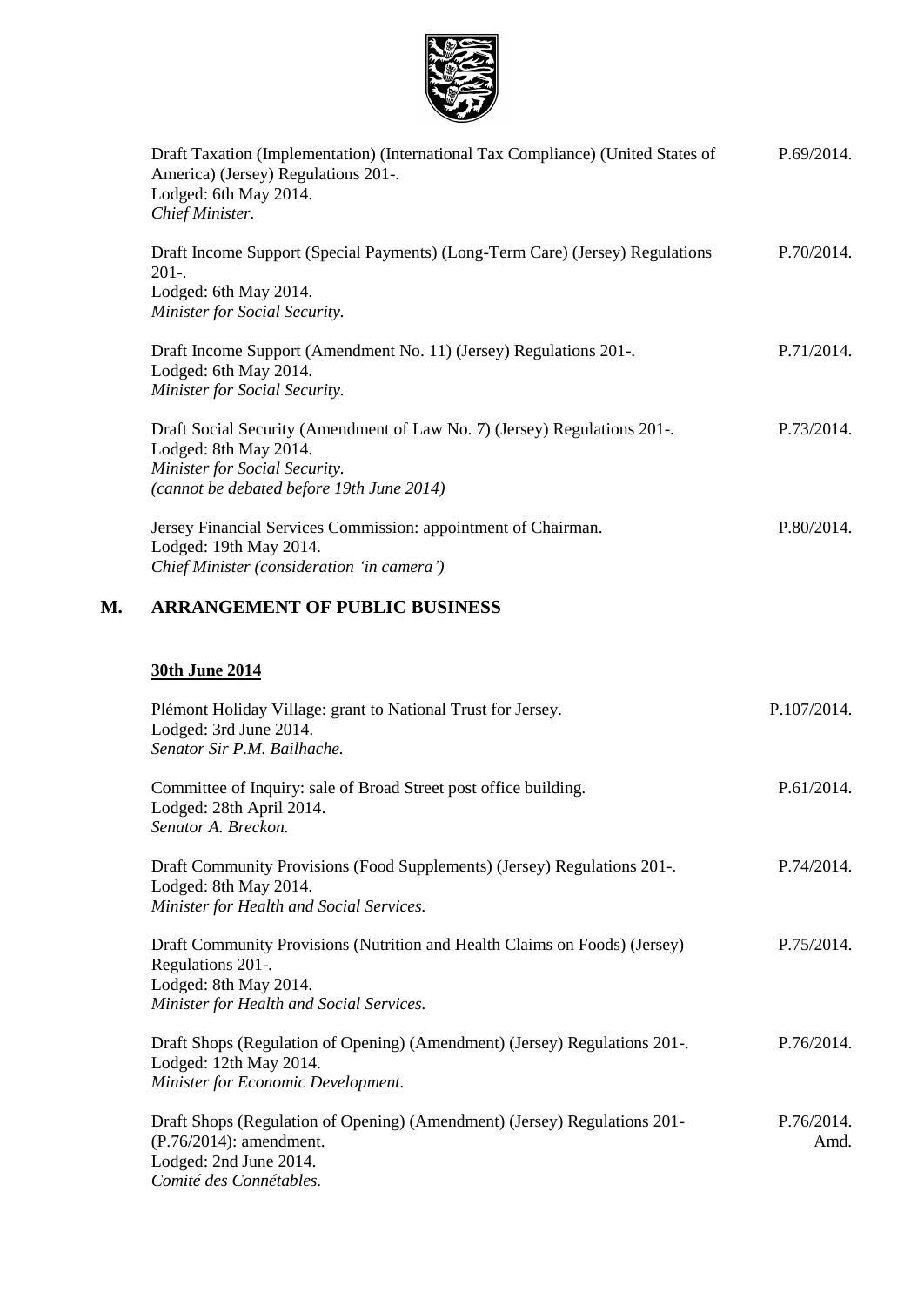Draft Taxation (Implementation) (International Tax Compliance) (United States of America) (Jersey) Regulations 201-. P.69/2014.
Lodged: 6th May 2014.
*Chief Minister.*

Draft Income Support (Special Payments) (Long-Term Care) (Jersey) Regulations 201-. P.70/2014.
Lodged: 6th May 2014.
*Minister for Social Security.*

Draft Income Support (Amendment No. 11) (Jersey) Regulations 201-. P.71/2014.
Lodged: 6th May 2014.
*Minister for Social Security.*

Draft Social Security (Amendment of Law No. 7) (Jersey) Regulations 201-. P.73/2014.
Lodged: 8th May 2014.
*Minister for Social Security.*
*(cannot be debated before 19th June 2014)*

Jersey Financial Services Commission: appointment of Chairman. P.80/2014.
Lodged: 19th May 2014.
*Chief Minister (consideration 'in camera')*

## M. ARRANGEMENT OF PUBLIC BUSINESS

**30th June 2014**

Plémont Holiday Village: grant to National Trust for Jersey. P.107/2014.
Lodged: 3rd June 2014.
*Senator Sir P.M. Bailhache.*

Committee of Inquiry: sale of Broad Street post office building. P.61/2014.
Lodged: 28th April 2014.
*Senator A. Breckon.*

Draft Community Provisions (Food Supplements) (Jersey) Regulations 201-. P.74/2014.
Lodged: 8th May 2014.
*Minister for Health and Social Services.*

Draft Community Provisions (Nutrition and Health Claims on Foods) (Jersey) Regulations 201-. P.75/2014.
Lodged: 8th May 2014.
*Minister for Health and Social Services.*

Draft Shops (Regulation of Opening) (Amendment) (Jersey) Regulations 201-. P.76/2014.
Lodged: 12th May 2014.
*Minister for Economic Development.*

Draft Shops (Regulation of Opening) (Amendment) (Jersey) Regulations 201- (P.76/2014): amendment. P.76/2014. Amd.
Lodged: 2nd June 2014.
*Comité des Connétables.*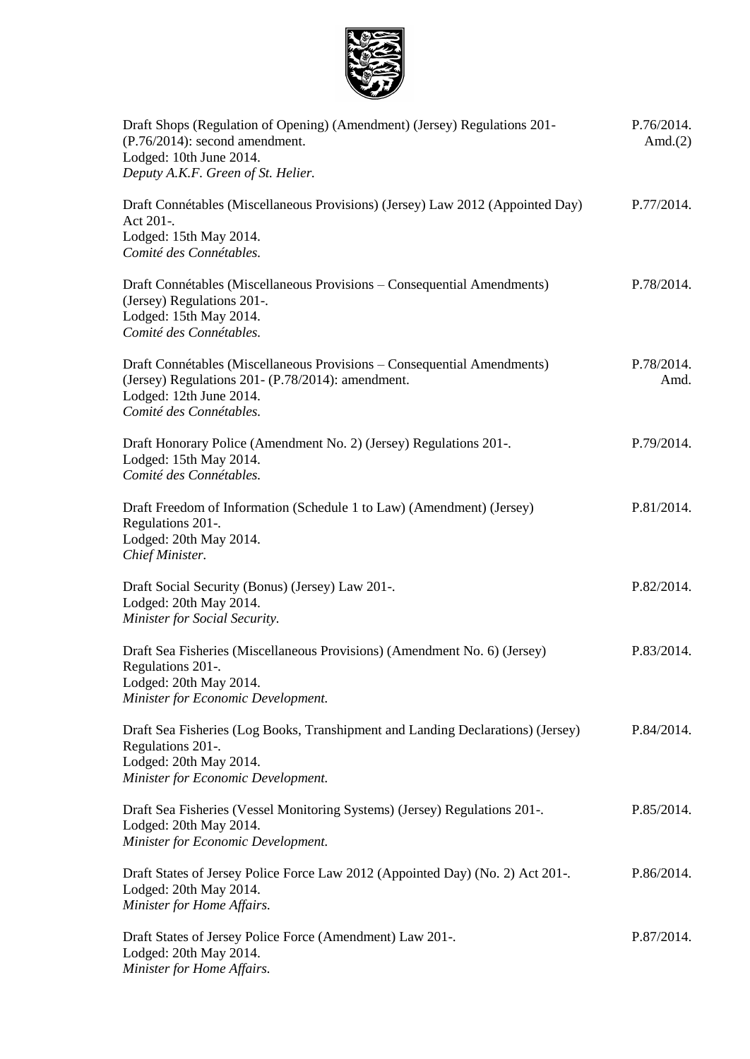Draft Shops (Regulation of Opening) (Amendment) (Jersey) Regulations 201- (P.76/2014): second amendment.
Lodged: 10th June 2014.
*Deputy A.K.F. Green of St. Helier.*
P.76/2014. Amd.(2)

Draft Connétables (Miscellaneous Provisions) (Jersey) Law 2012 (Appointed Day) Act 201-.
Lodged: 15th May 2014.
*Comité des Connétables.*
P.77/2014.

Draft Connétables (Miscellaneous Provisions – Consequential Amendments) (Jersey) Regulations 201-.
Lodged: 15th May 2014.
*Comité des Connétables.*
P.78/2014.

Draft Connétables (Miscellaneous Provisions – Consequential Amendments) (Jersey) Regulations 201- (P.78/2014): amendment.
Lodged: 12th June 2014.
*Comité des Connétables.*
P.78/2014. Amd.

Draft Honorary Police (Amendment No. 2) (Jersey) Regulations 201-.
Lodged: 15th May 2014.
*Comité des Connétables.*
P.79/2014.

Draft Freedom of Information (Schedule 1 to Law) (Amendment) (Jersey) Regulations 201-.
Lodged: 20th May 2014.
*Chief Minister.*
P.81/2014.

Draft Social Security (Bonus) (Jersey) Law 201-.
Lodged: 20th May 2014.
*Minister for Social Security.*
P.82/2014.

Draft Sea Fisheries (Miscellaneous Provisions) (Amendment No. 6) (Jersey) Regulations 201-.
Lodged: 20th May 2014.
*Minister for Economic Development.*
P.83/2014.

Draft Sea Fisheries (Log Books, Transhipment and Landing Declarations) (Jersey) Regulations 201-.
Lodged: 20th May 2014.
*Minister for Economic Development.*
P.84/2014.

Draft Sea Fisheries (Vessel Monitoring Systems) (Jersey) Regulations 201-.
Lodged: 20th May 2014.
*Minister for Economic Development.*
P.85/2014.

Draft States of Jersey Police Force Law 2012 (Appointed Day) (No. 2) Act 201-.
Lodged: 20th May 2014.
*Minister for Home Affairs.*
P.86/2014.

Draft States of Jersey Police Force (Amendment) Law 201-.
Lodged: 20th May 2014.
*Minister for Home Affairs.*
P.87/2014.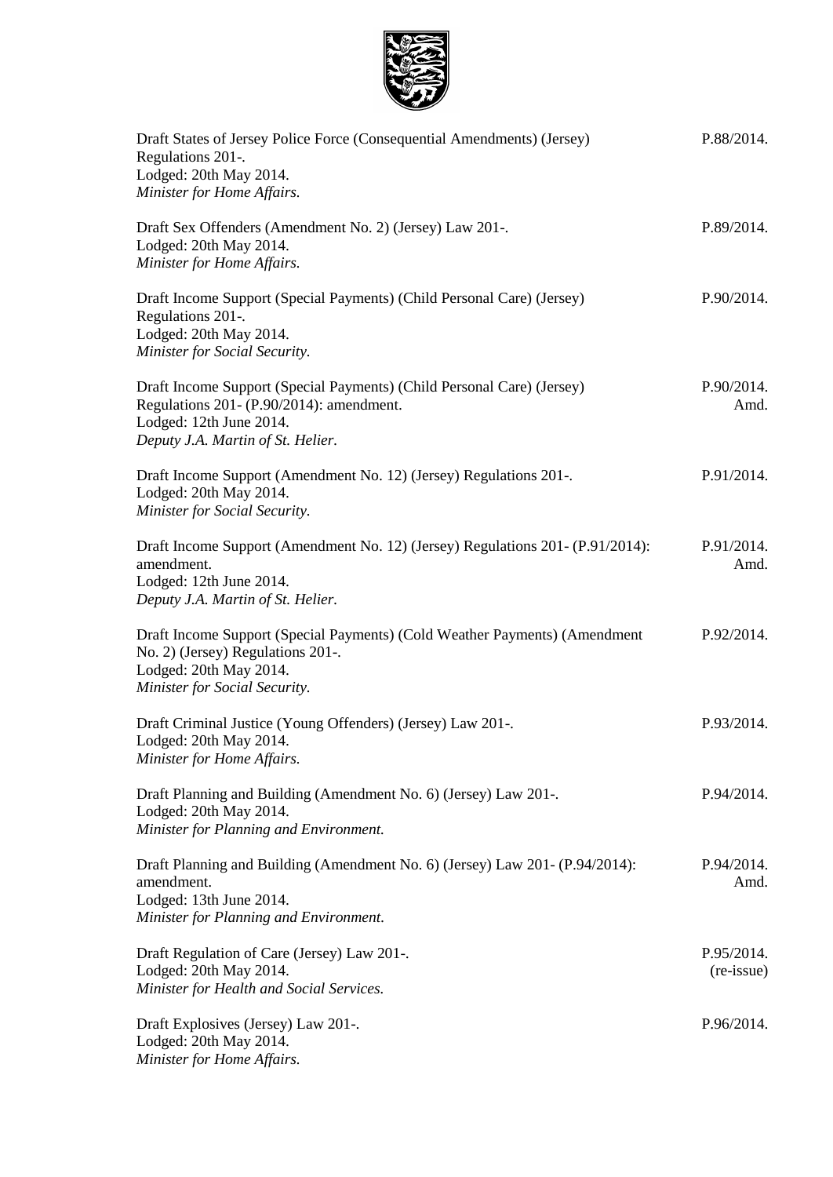| | |
|---|---|
| Draft States of Jersey Police Force (Consequential Amendments) (Jersey) Regulations 201-.<br>Lodged: 20th May 2014.<br>*Minister for Home Affairs.* | P.88/2014. |
| Draft Sex Offenders (Amendment No. 2) (Jersey) Law 201-.<br>Lodged: 20th May 2014.<br>*Minister for Home Affairs.* | P.89/2014. |
| Draft Income Support (Special Payments) (Child Personal Care) (Jersey) Regulations 201-.<br>Lodged: 20th May 2014.<br>*Minister for Social Security.* | P.90/2014. |
| Draft Income Support (Special Payments) (Child Personal Care) (Jersey) Regulations 201- (P.90/2014): amendment.<br>Lodged: 12th June 2014.<br>*Deputy J.A. Martin of St. Helier.* | P.90/2014. Amd. |
| Draft Income Support (Amendment No. 12) (Jersey) Regulations 201-.<br>Lodged: 20th May 2014.<br>*Minister for Social Security.* | P.91/2014. |
| Draft Income Support (Amendment No. 12) (Jersey) Regulations 201- (P.91/2014): amendment.<br>Lodged: 12th June 2014.<br>*Deputy J.A. Martin of St. Helier.* | P.91/2014. Amd. |
| Draft Income Support (Special Payments) (Cold Weather Payments) (Amendment No. 2) (Jersey) Regulations 201-.<br>Lodged: 20th May 2014.<br>*Minister for Social Security.* | P.92/2014. |
| Draft Criminal Justice (Young Offenders) (Jersey) Law 201-.<br>Lodged: 20th May 2014.<br>*Minister for Home Affairs.* | P.93/2014. |
| Draft Planning and Building (Amendment No. 6) (Jersey) Law 201-.<br>Lodged: 20th May 2014.<br>*Minister for Planning and Environment.* | P.94/2014. |
| Draft Planning and Building (Amendment No. 6) (Jersey) Law 201- (P.94/2014): amendment.<br>Lodged: 13th June 2014.<br>*Minister for Planning and Environment.* | P.94/2014. Amd. |
| Draft Regulation of Care (Jersey) Law 201-.<br>Lodged: 20th May 2014.<br>*Minister for Health and Social Services.* | P.95/2014. (re-issue) |
| Draft Explosives (Jersey) Law 201-.<br>Lodged: 20th May 2014.<br>*Minister for Home Affairs.* | P.96/2014. |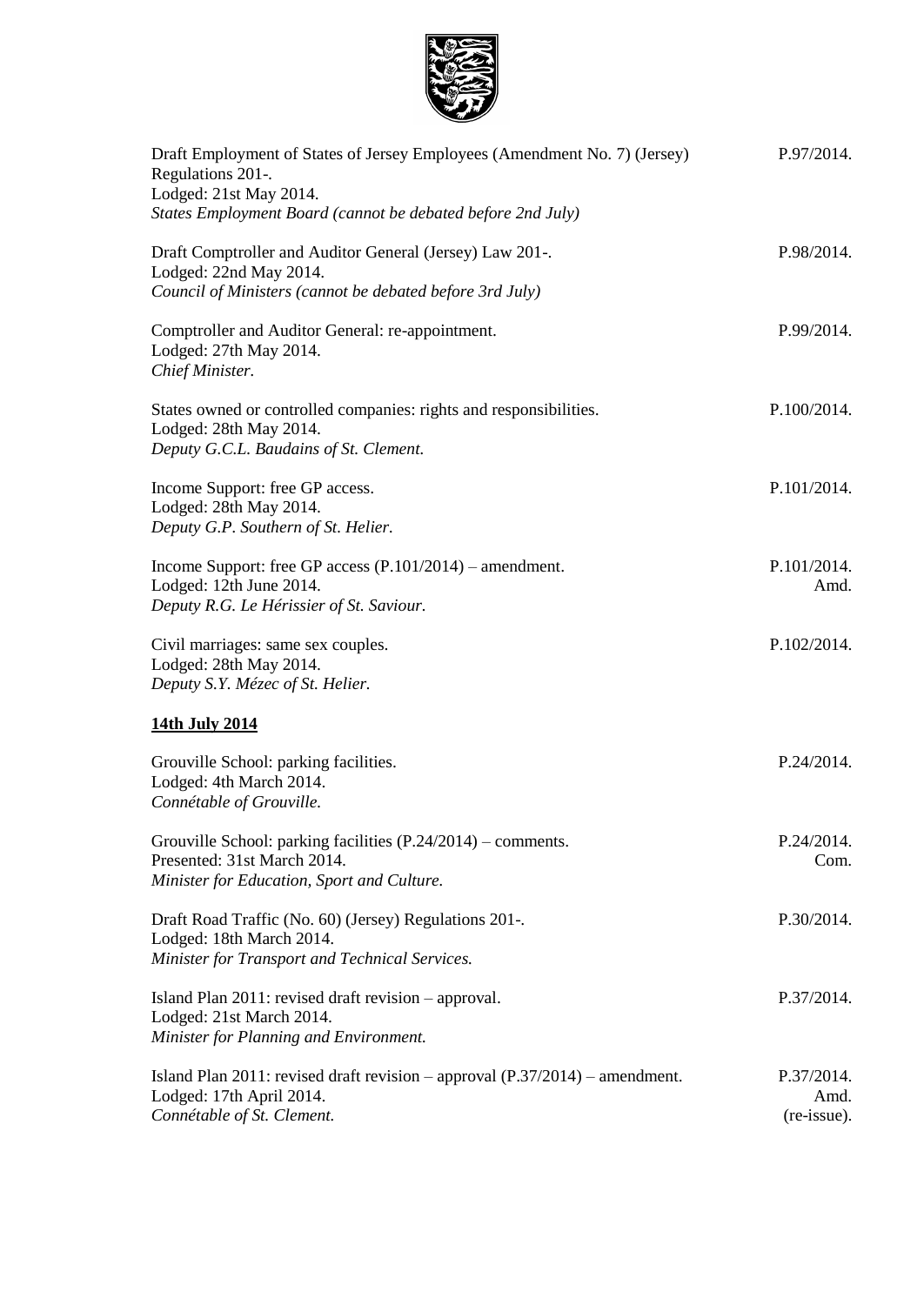Draft Employment of States of Jersey Employees (Amendment No. 7) (Jersey) Regulations 201-.
Lodged: 21st May 2014.
*States Employment Board (cannot be debated before 2nd July)* — P.97/2014.

Draft Comptroller and Auditor General (Jersey) Law 201-.
Lodged: 22nd May 2014.
*Council of Ministers (cannot be debated before 3rd July)* — P.98/2014.

Comptroller and Auditor General: re-appointment.
Lodged: 27th May 2014.
*Chief Minister.* — P.99/2014.

States owned or controlled companies: rights and responsibilities.
Lodged: 28th May 2014.
*Deputy G.C.L. Baudains of St. Clement.* — P.100/2014.

Income Support: free GP access.
Lodged: 28th May 2014.
*Deputy G.P. Southern of St. Helier.* — P.101/2014.

Income Support: free GP access (P.101/2014) – amendment.
Lodged: 12th June 2014.
*Deputy R.G. Le Hérissier of St. Saviour.* — P.101/2014. Amd.

Civil marriages: same sex couples.
Lodged: 28th May 2014.
*Deputy S.Y. Mézec of St. Helier.* — P.102/2014.

**<u>14th July 2014</u>**

Grouville School: parking facilities.
Lodged: 4th March 2014.
*Connétable of Grouville.* — P.24/2014.

Grouville School: parking facilities (P.24/2014) – comments.
Presented: 31st March 2014.
*Minister for Education, Sport and Culture.* — P.24/2014. Com.

Draft Road Traffic (No. 60) (Jersey) Regulations 201-.
Lodged: 18th March 2014.
*Minister for Transport and Technical Services.* — P.30/2014.

Island Plan 2011: revised draft revision – approval.
Lodged: 21st March 2014.
*Minister for Planning and Environment.* — P.37/2014.

Island Plan 2011: revised draft revision – approval (P.37/2014) – amendment.
Lodged: 17th April 2014.
*Connétable of St. Clement.* — P.37/2014. Amd. (re-issue).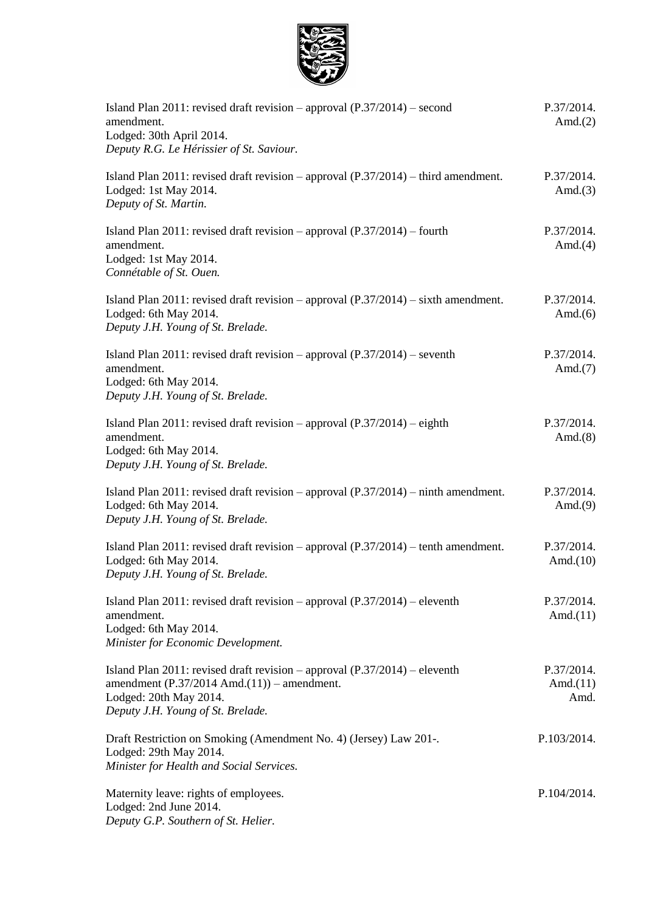Island Plan 2011: revised draft revision – approval (P.37/2014) – second amendment. P.37/2014. Amd.(2)
Lodged: 30th April 2014.
*Deputy R.G. Le Hérissier of St. Saviour.*

Island Plan 2011: revised draft revision – approval (P.37/2014) – third amendment. P.37/2014. Amd.(3)
Lodged: 1st May 2014.
*Deputy of St. Martin.*

Island Plan 2011: revised draft revision – approval (P.37/2014) – fourth amendment. P.37/2014. Amd.(4)
Lodged: 1st May 2014.
*Connétable of St. Ouen.*

Island Plan 2011: revised draft revision – approval (P.37/2014) – sixth amendment. P.37/2014. Amd.(6)
Lodged: 6th May 2014.
*Deputy J.H. Young of St. Brelade.*

Island Plan 2011: revised draft revision – approval (P.37/2014) – seventh amendment. P.37/2014. Amd.(7)
Lodged: 6th May 2014.
*Deputy J.H. Young of St. Brelade.*

Island Plan 2011: revised draft revision – approval (P.37/2014) – eighth amendment. P.37/2014. Amd.(8)
Lodged: 6th May 2014.
*Deputy J.H. Young of St. Brelade.*

Island Plan 2011: revised draft revision – approval (P.37/2014) – ninth amendment. P.37/2014. Amd.(9)
Lodged: 6th May 2014.
*Deputy J.H. Young of St. Brelade.*

Island Plan 2011: revised draft revision – approval (P.37/2014) – tenth amendment. P.37/2014. Amd.(10)
Lodged: 6th May 2014.
*Deputy J.H. Young of St. Brelade.*

Island Plan 2011: revised draft revision – approval (P.37/2014) – eleventh amendment. P.37/2014. Amd.(11)
Lodged: 6th May 2014.
*Minister for Economic Development.*

Island Plan 2011: revised draft revision – approval (P.37/2014) – eleventh amendment (P.37/2014 Amd.(11)) – amendment. P.37/2014. Amd.(11) Amd.
Lodged: 20th May 2014.
*Deputy J.H. Young of St. Brelade.*

Draft Restriction on Smoking (Amendment No. 4) (Jersey) Law 201-. P.103/2014.
Lodged: 29th May 2014.
*Minister for Health and Social Services.*

Maternity leave: rights of employees. P.104/2014.
Lodged: 2nd June 2014.
*Deputy G.P. Southern of St. Helier.*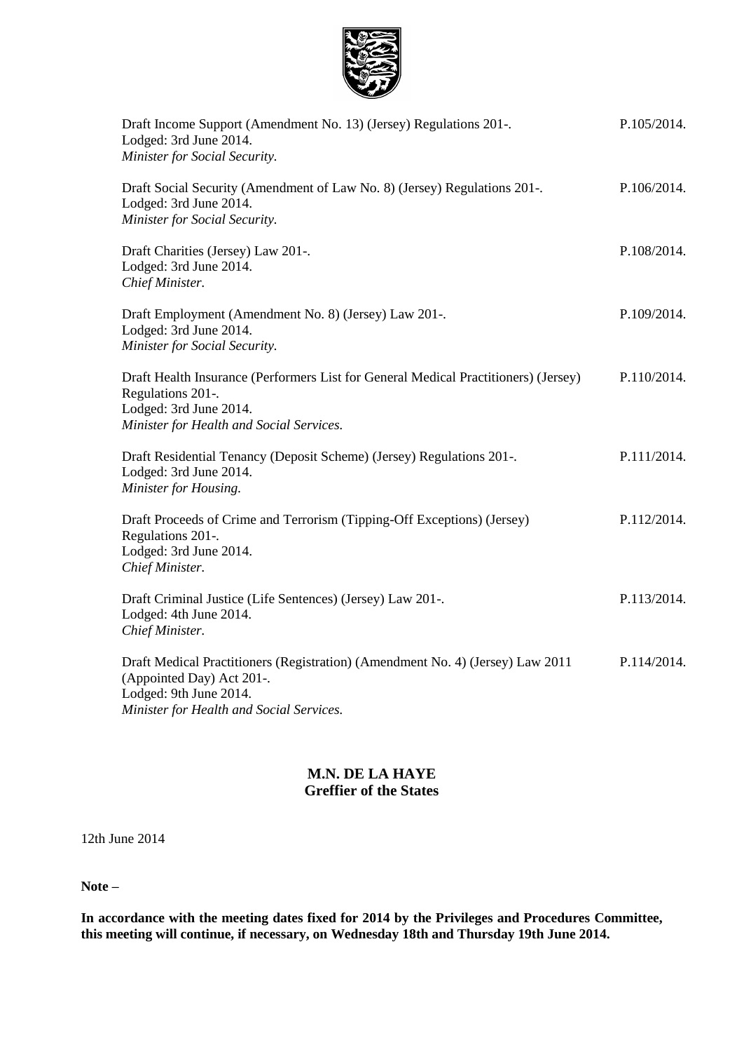| | |
|---|---|
| Draft Income Support (Amendment No. 13) (Jersey) Regulations 201-.<br>Lodged: 3rd June 2014.<br>*Minister for Social Security.* | P.105/2014. |
| Draft Social Security (Amendment of Law No. 8) (Jersey) Regulations 201-.<br>Lodged: 3rd June 2014.<br>*Minister for Social Security.* | P.106/2014. |
| Draft Charities (Jersey) Law 201-.<br>Lodged: 3rd June 2014.<br>*Chief Minister.* | P.108/2014. |
| Draft Employment (Amendment No. 8) (Jersey) Law 201-.<br>Lodged: 3rd June 2014.<br>*Minister for Social Security.* | P.109/2014. |
| Draft Health Insurance (Performers List for General Medical Practitioners) (Jersey) Regulations 201-.<br>Lodged: 3rd June 2014.<br>*Minister for Health and Social Services.* | P.110/2014. |
| Draft Residential Tenancy (Deposit Scheme) (Jersey) Regulations 201-.<br>Lodged: 3rd June 2014.<br>*Minister for Housing.* | P.111/2014. |
| Draft Proceeds of Crime and Terrorism (Tipping-Off Exceptions) (Jersey) Regulations 201-.<br>Lodged: 3rd June 2014.<br>*Chief Minister.* | P.112/2014. |
| Draft Criminal Justice (Life Sentences) (Jersey) Law 201-.<br>Lodged: 4th June 2014.<br>*Chief Minister.* | P.113/2014. |
| Draft Medical Practitioners (Registration) (Amendment No. 4) (Jersey) Law 2011 (Appointed Day) Act 201-.<br>Lodged: 9th June 2014.<br>*Minister for Health and Social Services.* | P.114/2014. |

**M.N. DE LA HAYE**
**Greffier of the States**

12th June 2014

**Note –**

**In accordance with the meeting dates fixed for 2014 by the Privileges and Procedures Committee, this meeting will continue, if necessary, on Wednesday 18th and Thursday 19th June 2014.**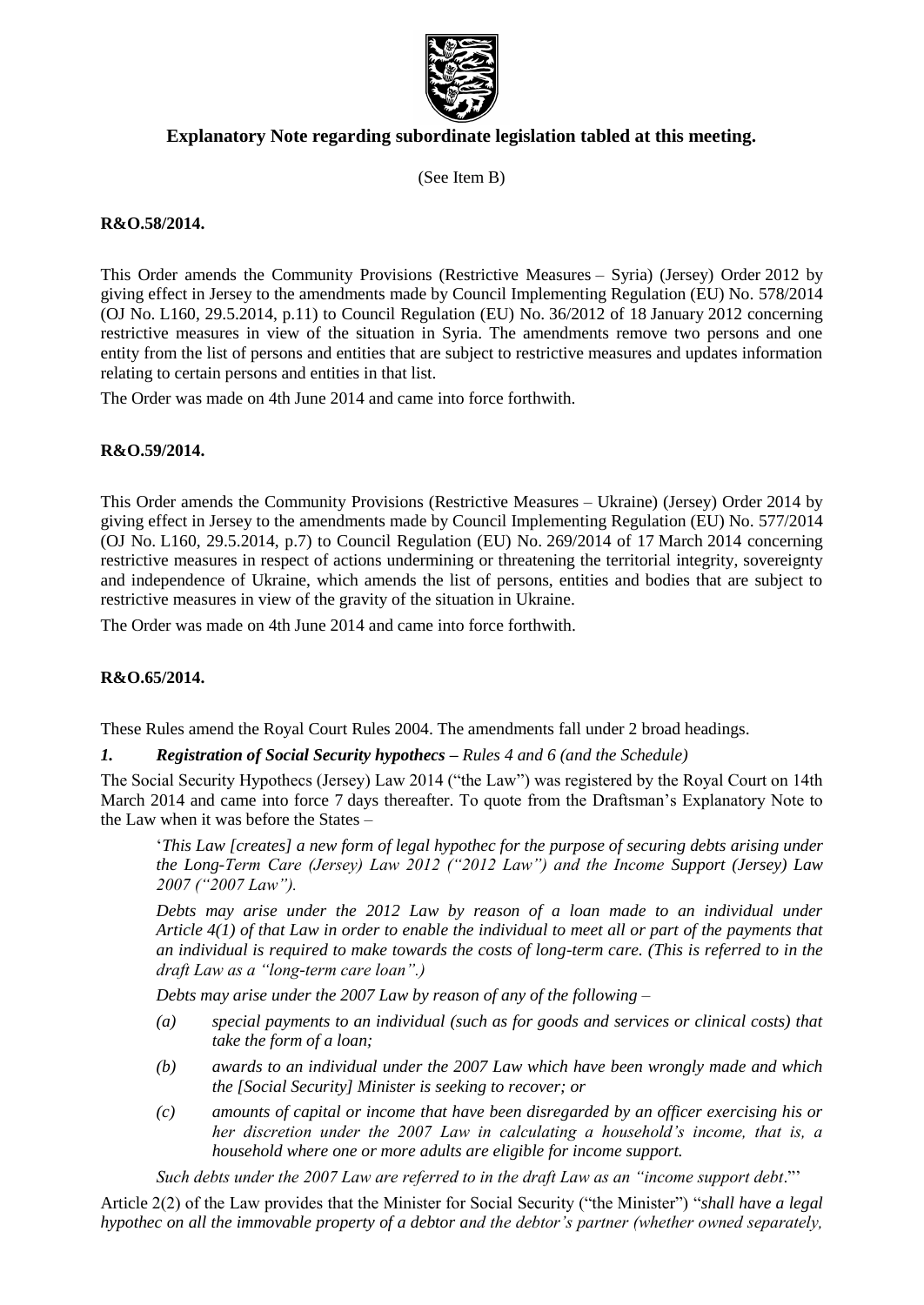## Explanatory Note regarding subordinate legislation tabled at this meeting.

(See Item B)

**R&O.58/2014.**

This Order amends the Community Provisions (Restrictive Measures – Syria) (Jersey) Order 2012 by giving effect in Jersey to the amendments made by Council Implementing Regulation (EU) No. 578/2014 (OJ No. L160, 29.5.2014, p.11) to Council Regulation (EU) No. 36/2012 of 18 January 2012 concerning restrictive measures in view of the situation in Syria. The amendments remove two persons and one entity from the list of persons and entities that are subject to restrictive measures and updates information relating to certain persons and entities in that list.

The Order was made on 4th June 2014 and came into force forthwith.

**R&O.59/2014.**

This Order amends the Community Provisions (Restrictive Measures – Ukraine) (Jersey) Order 2014 by giving effect in Jersey to the amendments made by Council Implementing Regulation (EU) No. 577/2014 (OJ No. L160, 29.5.2014, p.7) to Council Regulation (EU) No. 269/2014 of 17 March 2014 concerning restrictive measures in respect of actions undermining or threatening the territorial integrity, sovereignty and independence of Ukraine, which amends the list of persons, entities and bodies that are subject to restrictive measures in view of the gravity of the situation in Ukraine.

The Order was made on 4th June 2014 and came into force forthwith.

**R&O.65/2014.**

These Rules amend the Royal Court Rules 2004. The amendments fall under 2 broad headings.

***1. Registration of Social Security hypothecs** – Rules 4 and 6 (and the Schedule)*

The Social Security Hypothecs (Jersey) Law 2014 ("the Law") was registered by the Royal Court on 14th March 2014 and came into force 7 days thereafter. To quote from the Draftsman's Explanatory Note to the Law when it was before the States –

> '*This Law [creates] a new form of legal hypothec for the purpose of securing debts arising under the Long-Term Care (Jersey) Law 2012 ("2012 Law") and the Income Support (Jersey) Law 2007 ("2007 Law").*
>
> *Debts may arise under the 2012 Law by reason of a loan made to an individual under Article 4(1) of that Law in order to enable the individual to meet all or part of the payments that an individual is required to make towards the costs of long-term care. (This is referred to in the draft Law as a "long-term care loan".)*
>
> *Debts may arise under the 2007 Law by reason of any of the following –*
>
> *(a) special payments to an individual (such as for goods and services or clinical costs) that take the form of a loan;*
>
> *(b) awards to an individual under the 2007 Law which have been wrongly made and which the [Social Security] Minister is seeking to recover; or*
>
> *(c) amounts of capital or income that have been disregarded by an officer exercising his or her discretion under the 2007 Law in calculating a household's income, that is, a household where one or more adults are eligible for income support.*
>
> *Such debts under the 2007 Law are referred to in the draft Law as an "income support debt*."'

Article 2(2) of the Law provides that the Minister for Social Security ("the Minister") "*shall have a legal hypothec on all the immovable property of a debtor and the debtor's partner (whether owned separately,*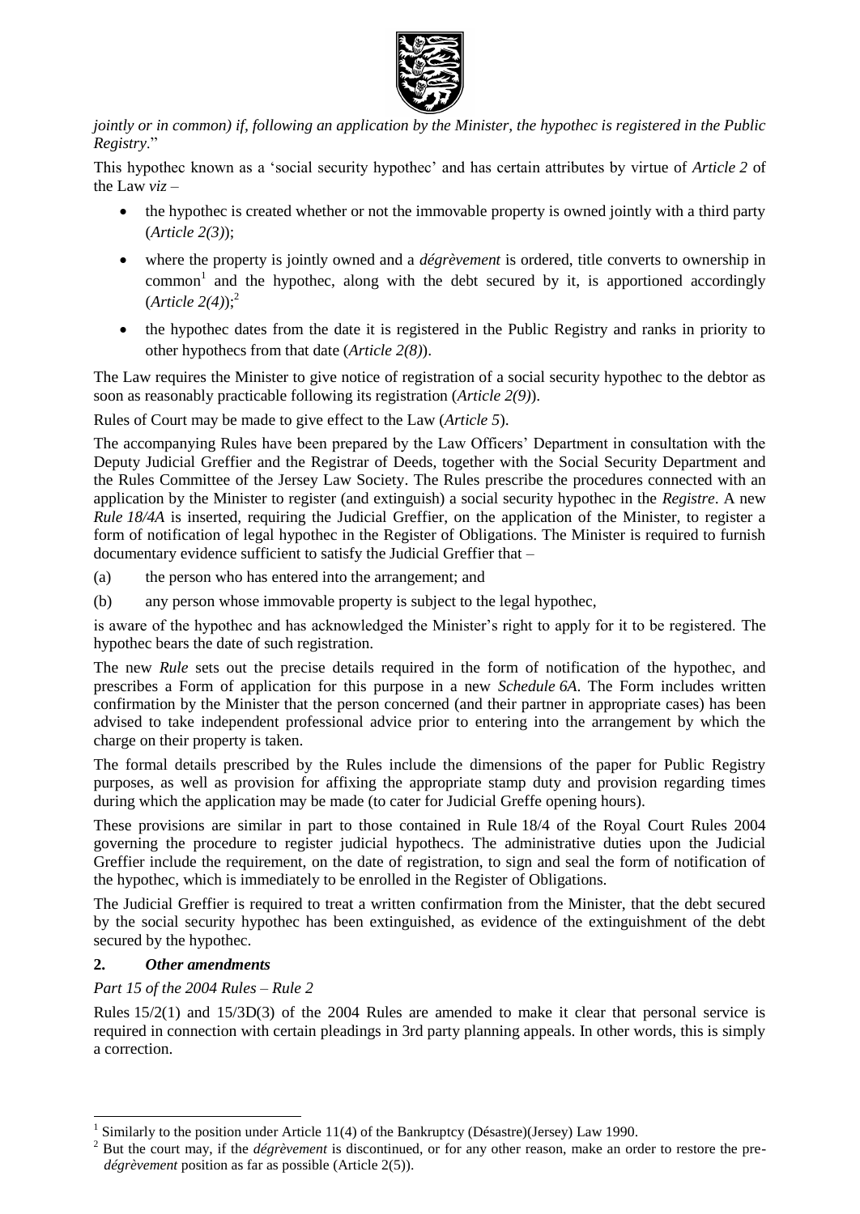*jointly or in common) if, following an application by the Minister, the hypothec is registered in the Public Registry*."

This hypothec known as a 'social security hypothec' and has certain attributes by virtue of *Article 2* of the Law *viz* –

- the hypothec is created whether or not the immovable property is owned jointly with a third party (*Article 2(3)*);
- where the property is jointly owned and a *dégrèvement* is ordered, title converts to ownership in common[1] and the hypothec, along with the debt secured by it, is apportioned accordingly (*Article 2(4)*);[2]
- the hypothec dates from the date it is registered in the Public Registry and ranks in priority to other hypothecs from that date (*Article 2(8)*).

The Law requires the Minister to give notice of registration of a social security hypothec to the debtor as soon as reasonably practicable following its registration (*Article 2(9)*).

Rules of Court may be made to give effect to the Law (*Article 5*).

The accompanying Rules have been prepared by the Law Officers' Department in consultation with the Deputy Judicial Greffier and the Registrar of Deeds, together with the Social Security Department and the Rules Committee of the Jersey Law Society. The Rules prescribe the procedures connected with an application by the Minister to register (and extinguish) a social security hypothec in the *Registre*. A new *Rule 18/4A* is inserted, requiring the Judicial Greffier, on the application of the Minister, to register a form of notification of legal hypothec in the Register of Obligations. The Minister is required to furnish documentary evidence sufficient to satisfy the Judicial Greffier that –

(a) the person who has entered into the arrangement; and

(b) any person whose immovable property is subject to the legal hypothec,

is aware of the hypothec and has acknowledged the Minister's right to apply for it to be registered. The hypothec bears the date of such registration.

The new *Rule* sets out the precise details required in the form of notification of the hypothec, and prescribes a Form of application for this purpose in a new *Schedule 6A*. The Form includes written confirmation by the Minister that the person concerned (and their partner in appropriate cases) has been advised to take independent professional advice prior to entering into the arrangement by which the charge on their property is taken.

The formal details prescribed by the Rules include the dimensions of the paper for Public Registry purposes, as well as provision for affixing the appropriate stamp duty and provision regarding times during which the application may be made (to cater for Judicial Greffe opening hours).

These provisions are similar in part to those contained in Rule 18/4 of the Royal Court Rules 2004 governing the procedure to register judicial hypothecs. The administrative duties upon the Judicial Greffier include the requirement, on the date of registration, to sign and seal the form of notification of the hypothec, which is immediately to be enrolled in the Register of Obligations.

The Judicial Greffier is required to treat a written confirmation from the Minister, that the debt secured by the social security hypothec has been extinguished, as evidence of the extinguishment of the debt secured by the hypothec.

## 2. *Other amendments*

*Part 15 of the 2004 Rules – Rule 2*

Rules 15/2(1) and 15/3D(3) of the 2004 Rules are amended to make it clear that personal service is required in connection with certain pleadings in 3rd party planning appeals. In other words, this is simply a correction.

---

[1] Similarly to the position under Article 11(4) of the Bankruptcy (Désastre)(Jersey) Law 1990.

[2] But the court may, if the *dégrèvement* is discontinued, or for any other reason, make an order to restore the pre-*dégrèvement* position as far as possible (Article 2(5)).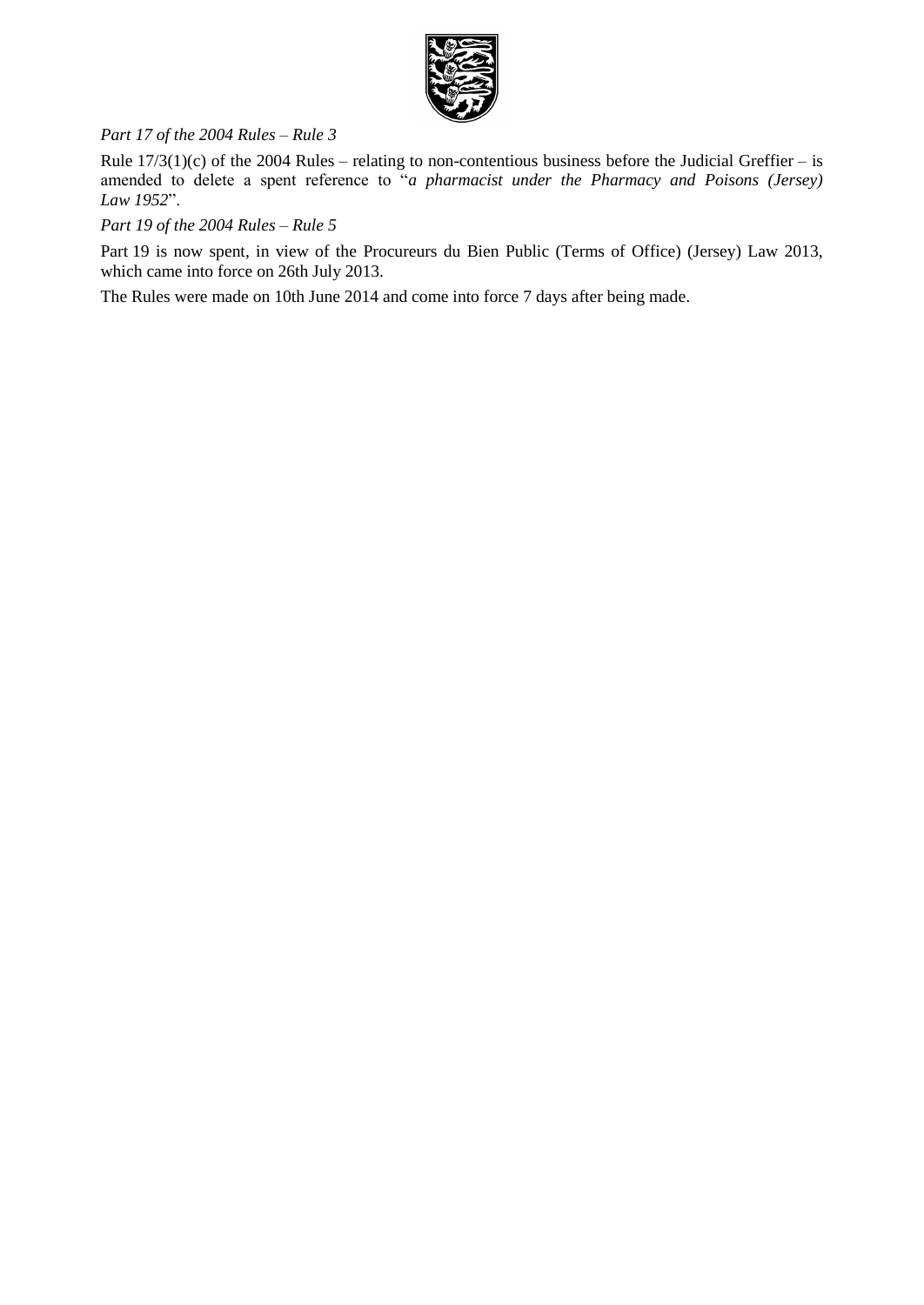*Part 17 of the 2004 Rules – Rule 3*

Rule 17/3(1)(c) of the 2004 Rules – relating to non-contentious business before the Judicial Greffier – is amended to delete a spent reference to "*a pharmacist under the Pharmacy and Poisons (Jersey) Law 1952*".

*Part 19 of the 2004 Rules – Rule 5*

Part 19 is now spent, in view of the Procureurs du Bien Public (Terms of Office) (Jersey) Law 2013, which came into force on 26th July 2013.

The Rules were made on 10th June 2014 and come into force 7 days after being made.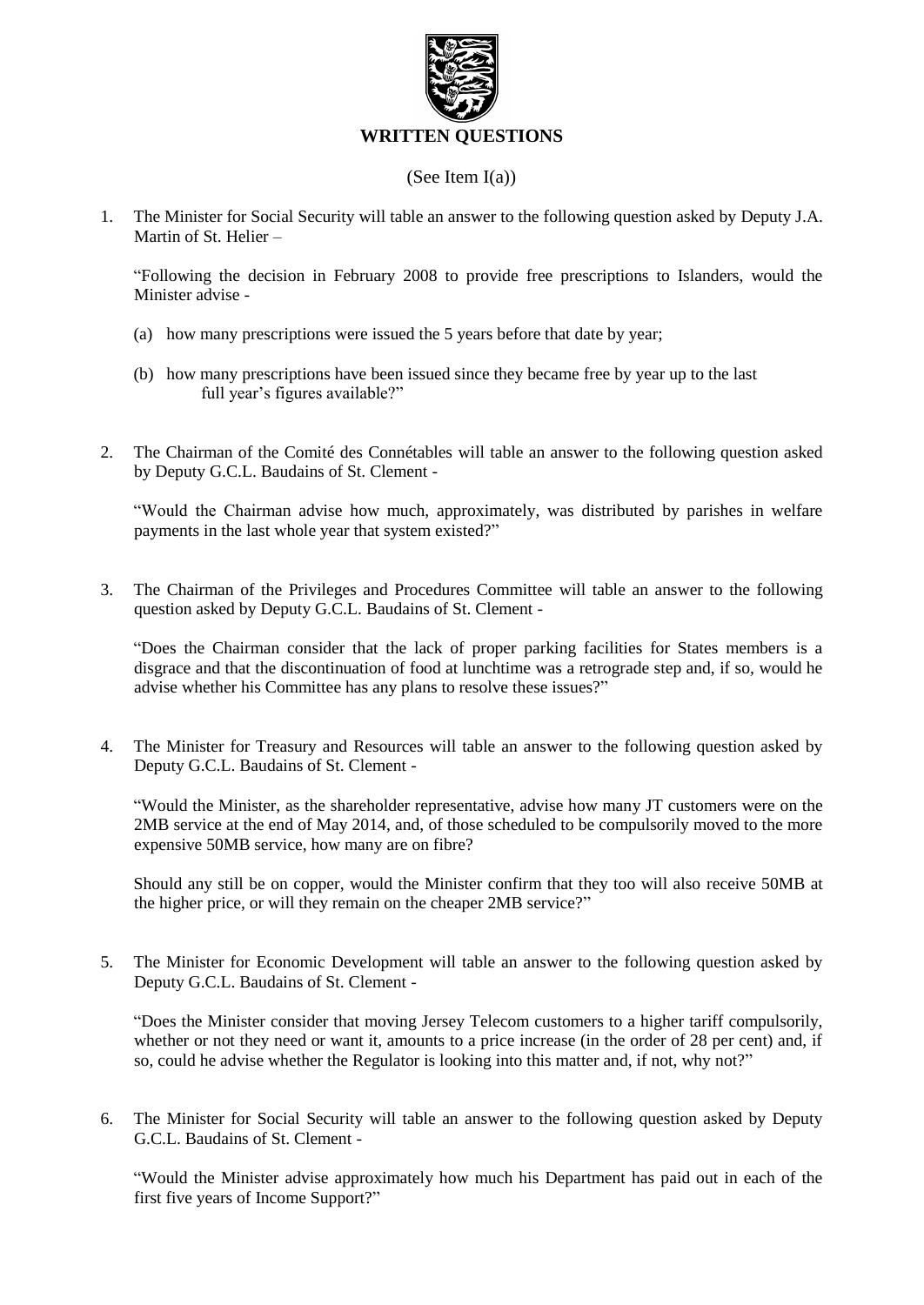## WRITTEN QUESTIONS

(See Item I(a))

1. The Minister for Social Security will table an answer to the following question asked by Deputy J.A. Martin of St. Helier –

   "Following the decision in February 2008 to provide free prescriptions to Islanders, would the Minister advise -

   (a) how many prescriptions were issued the 5 years before that date by year;

   (b) how many prescriptions have been issued since they became free by year up to the last full year's figures available?"

2. The Chairman of the Comité des Connétables will table an answer to the following question asked by Deputy G.C.L. Baudains of St. Clement -

   "Would the Chairman advise how much, approximately, was distributed by parishes in welfare payments in the last whole year that system existed?"

3. The Chairman of the Privileges and Procedures Committee will table an answer to the following question asked by Deputy G.C.L. Baudains of St. Clement -

   "Does the Chairman consider that the lack of proper parking facilities for States members is a disgrace and that the discontinuation of food at lunchtime was a retrograde step and, if so, would he advise whether his Committee has any plans to resolve these issues?"

4. The Minister for Treasury and Resources will table an answer to the following question asked by Deputy G.C.L. Baudains of St. Clement -

   "Would the Minister, as the shareholder representative, advise how many JT customers were on the 2MB service at the end of May 2014, and, of those scheduled to be compulsorily moved to the more expensive 50MB service, how many are on fibre?

   Should any still be on copper, would the Minister confirm that they too will also receive 50MB at the higher price, or will they remain on the cheaper 2MB service?"

5. The Minister for Economic Development will table an answer to the following question asked by Deputy G.C.L. Baudains of St. Clement -

   "Does the Minister consider that moving Jersey Telecom customers to a higher tariff compulsorily, whether or not they need or want it, amounts to a price increase (in the order of 28 per cent) and, if so, could he advise whether the Regulator is looking into this matter and, if not, why not?"

6. The Minister for Social Security will table an answer to the following question asked by Deputy G.C.L. Baudains of St. Clement -

   "Would the Minister advise approximately how much his Department has paid out in each of the first five years of Income Support?"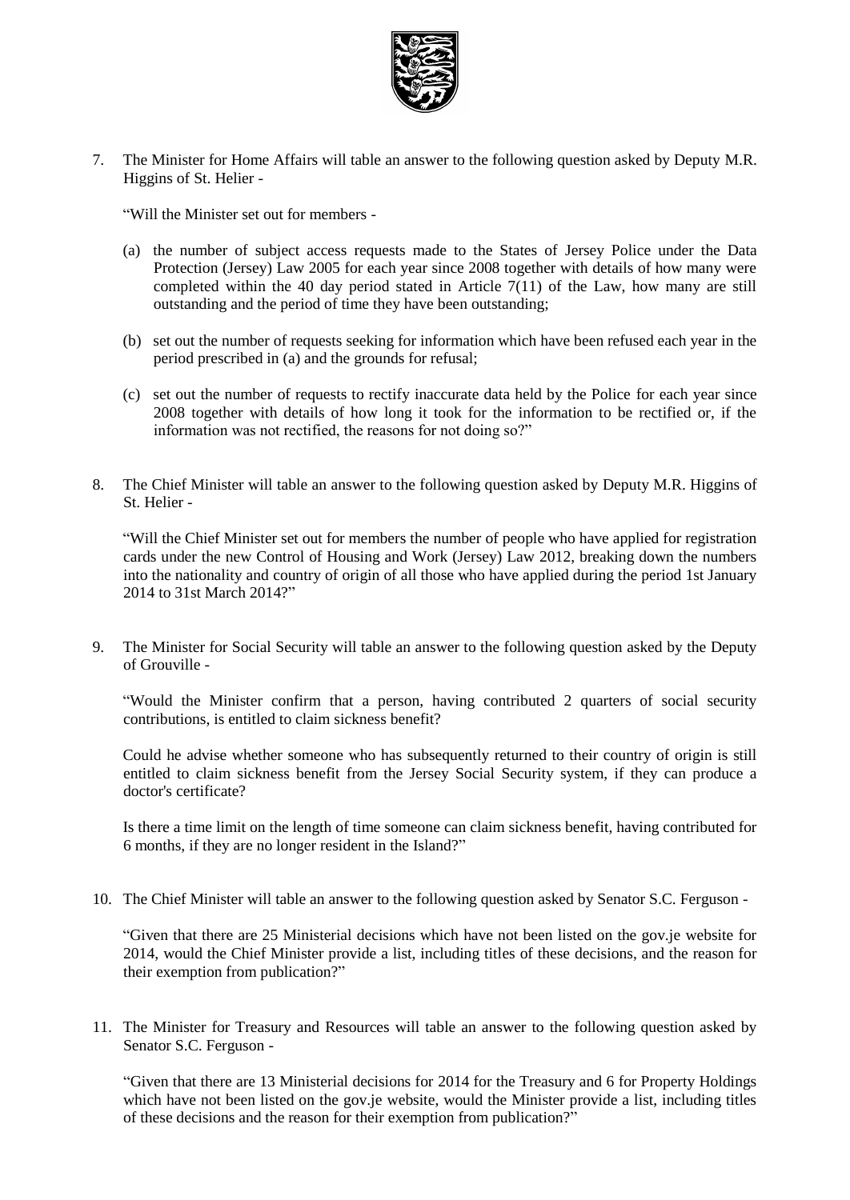7. The Minister for Home Affairs will table an answer to the following question asked by Deputy M.R. Higgins of St. Helier -

   "Will the Minister set out for members -

   (a) the number of subject access requests made to the States of Jersey Police under the Data Protection (Jersey) Law 2005 for each year since 2008 together with details of how many were completed within the 40 day period stated in Article 7(11) of the Law, how many are still outstanding and the period of time they have been outstanding;

   (b) set out the number of requests seeking for information which have been refused each year in the period prescribed in (a) and the grounds for refusal;

   (c) set out the number of requests to rectify inaccurate data held by the Police for each year since 2008 together with details of how long it took for the information to be rectified or, if the information was not rectified, the reasons for not doing so?"

8. The Chief Minister will table an answer to the following question asked by Deputy M.R. Higgins of St. Helier -

   "Will the Chief Minister set out for members the number of people who have applied for registration cards under the new Control of Housing and Work (Jersey) Law 2012, breaking down the numbers into the nationality and country of origin of all those who have applied during the period 1st January 2014 to 31st March 2014?"

9. The Minister for Social Security will table an answer to the following question asked by the Deputy of Grouville -

   "Would the Minister confirm that a person, having contributed 2 quarters of social security contributions, is entitled to claim sickness benefit?

   Could he advise whether someone who has subsequently returned to their country of origin is still entitled to claim sickness benefit from the Jersey Social Security system, if they can produce a doctor's certificate?

   Is there a time limit on the length of time someone can claim sickness benefit, having contributed for 6 months, if they are no longer resident in the Island?"

10. The Chief Minister will table an answer to the following question asked by Senator S.C. Ferguson -

    "Given that there are 25 Ministerial decisions which have not been listed on the gov.je website for 2014, would the Chief Minister provide a list, including titles of these decisions, and the reason for their exemption from publication?"

11. The Minister for Treasury and Resources will table an answer to the following question asked by Senator S.C. Ferguson -

    "Given that there are 13 Ministerial decisions for 2014 for the Treasury and 6 for Property Holdings which have not been listed on the gov.je website, would the Minister provide a list, including titles of these decisions and the reason for their exemption from publication?"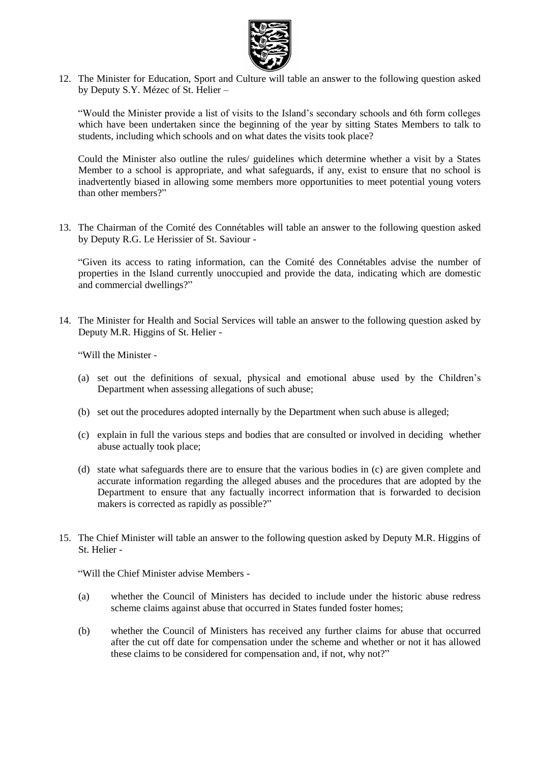12. The Minister for Education, Sport and Culture will table an answer to the following question asked by Deputy S.Y. Mézec of St. Helier –

    "Would the Minister provide a list of visits to the Island's secondary schools and 6th form colleges which have been undertaken since the beginning of the year by sitting States Members to talk to students, including which schools and on what dates the visits took place?

    Could the Minister also outline the rules/ guidelines which determine whether a visit by a States Member to a school is appropriate, and what safeguards, if any, exist to ensure that no school is inadvertently biased in allowing some members more opportunities to meet potential young voters than other members?"

13. The Chairman of the Comité des Connétables will table an answer to the following question asked by Deputy R.G. Le Herissier of St. Saviour -

    "Given its access to rating information, can the Comité des Connétables advise the number of properties in the Island currently unoccupied and provide the data, indicating which are domestic and commercial dwellings?"

14. The Minister for Health and Social Services will table an answer to the following question asked by Deputy M.R. Higgins of St. Helier -

    "Will the Minister -

    (a) set out the definitions of sexual, physical and emotional abuse used by the Children's Department when assessing allegations of such abuse;

    (b) set out the procedures adopted internally by the Department when such abuse is alleged;

    (c) explain in full the various steps and bodies that are consulted or involved in deciding whether abuse actually took place;

    (d) state what safeguards there are to ensure that the various bodies in (c) are given complete and accurate information regarding the alleged abuses and the procedures that are adopted by the Department to ensure that any factually incorrect information that is forwarded to decision makers is corrected as rapidly as possible?"

15. The Chief Minister will table an answer to the following question asked by Deputy M.R. Higgins of St. Helier -

    "Will the Chief Minister advise Members -

    (a) whether the Council of Ministers has decided to include under the historic abuse redress scheme claims against abuse that occurred in States funded foster homes;

    (b) whether the Council of Ministers has received any further claims for abuse that occurred after the cut off date for compensation under the scheme and whether or not it has allowed these claims to be considered for compensation and, if not, why not?"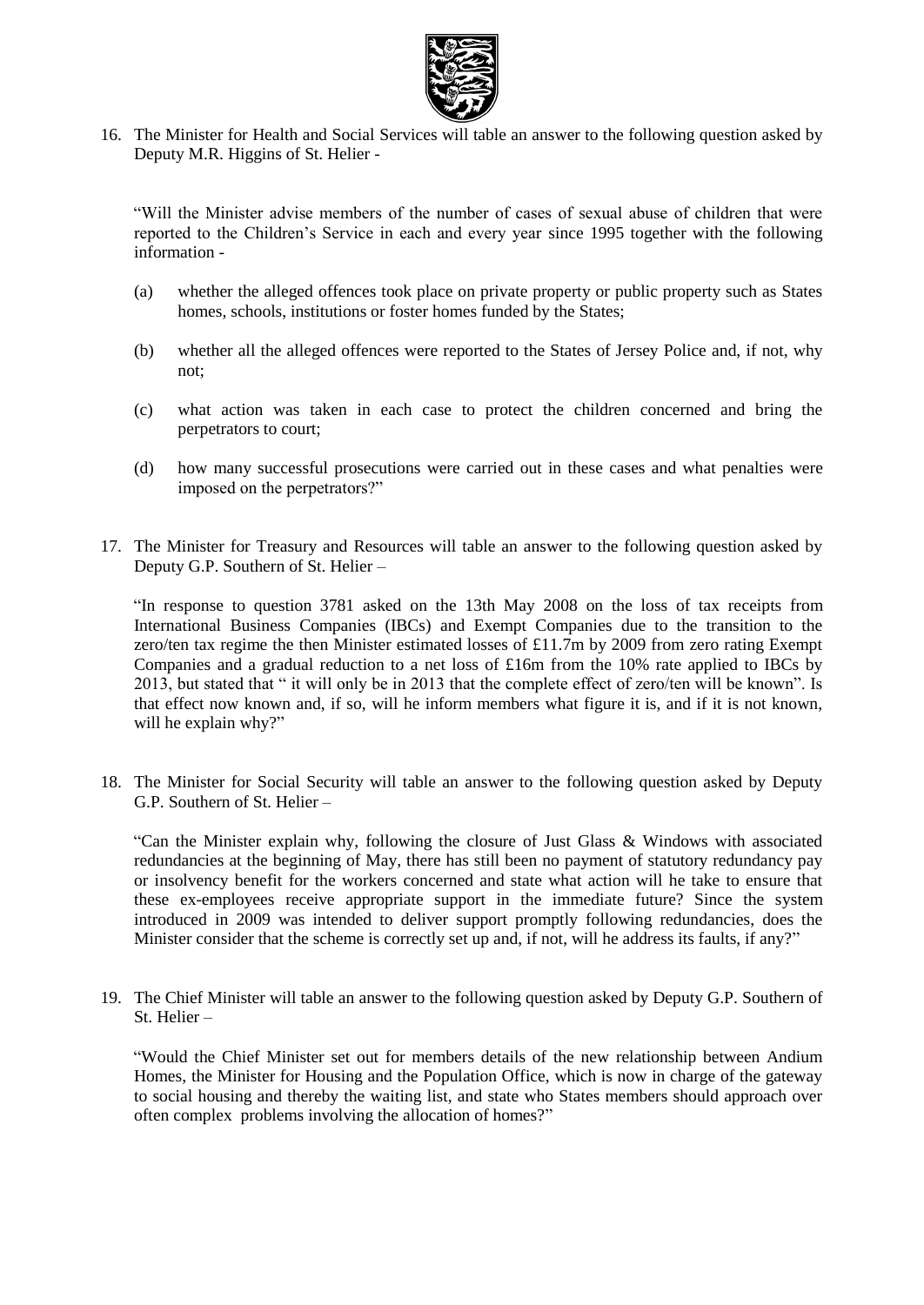16. The Minister for Health and Social Services will table an answer to the following question asked by Deputy M.R. Higgins of St. Helier -

   "Will the Minister advise members of the number of cases of sexual abuse of children that were reported to the Children's Service in each and every year since 1995 together with the following information -

   (a) whether the alleged offences took place on private property or public property such as States homes, schools, institutions or foster homes funded by the States;

   (b) whether all the alleged offences were reported to the States of Jersey Police and, if not, why not;

   (c) what action was taken in each case to protect the children concerned and bring the perpetrators to court;

   (d) how many successful prosecutions were carried out in these cases and what penalties were imposed on the perpetrators?"

17. The Minister for Treasury and Resources will table an answer to the following question asked by Deputy G.P. Southern of St. Helier –

   "In response to question 3781 asked on the 13th May 2008 on the loss of tax receipts from International Business Companies (IBCs) and Exempt Companies due to the transition to the zero/ten tax regime the then Minister estimated losses of £11.7m by 2009 from zero rating Exempt Companies and a gradual reduction to a net loss of £16m from the 10% rate applied to IBCs by 2013, but stated that " it will only be in 2013 that the complete effect of zero/ten will be known". Is that effect now known and, if so, will he inform members what figure it is, and if it is not known, will he explain why?"

18. The Minister for Social Security will table an answer to the following question asked by Deputy G.P. Southern of St. Helier –

   "Can the Minister explain why, following the closure of Just Glass & Windows with associated redundancies at the beginning of May, there has still been no payment of statutory redundancy pay or insolvency benefit for the workers concerned and state what action will he take to ensure that these ex-employees receive appropriate support in the immediate future? Since the system introduced in 2009 was intended to deliver support promptly following redundancies, does the Minister consider that the scheme is correctly set up and, if not, will he address its faults, if any?"

19. The Chief Minister will table an answer to the following question asked by Deputy G.P. Southern of St. Helier –

   "Would the Chief Minister set out for members details of the new relationship between Andium Homes, the Minister for Housing and the Population Office, which is now in charge of the gateway to social housing and thereby the waiting list, and state who States members should approach over often complex problems involving the allocation of homes?"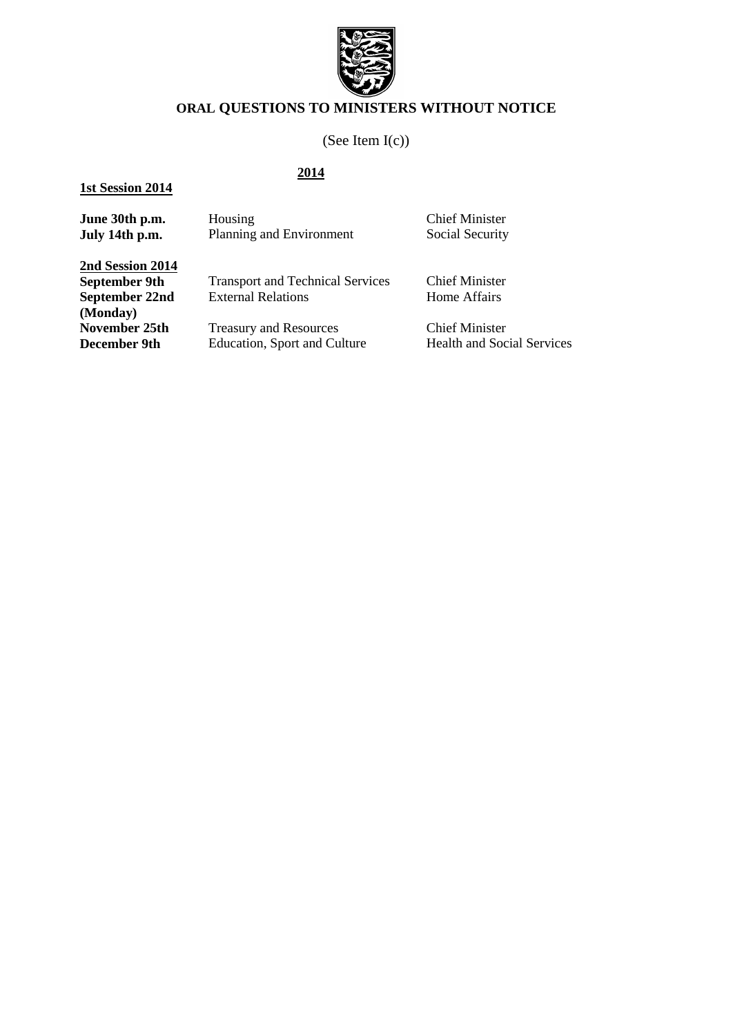# ORAL QUESTIONS TO MINISTERS WITHOUT NOTICE

(See Item I(c))

**2014**

**1st Session 2014**

| | | |
|---|---|---|
| **June 30th p.m.** | Housing | Chief Minister |
| **July 14th p.m.** | Planning and Environment | Social Security |

**2nd Session 2014**

| | | |
|---|---|---|
| **September 9th** | Transport and Technical Services | Chief Minister |
| **September 22nd (Monday)** | External Relations | Home Affairs |
| **November 25th** | Treasury and Resources | Chief Minister |
| **December 9th** | Education, Sport and Culture | Health and Social Services |